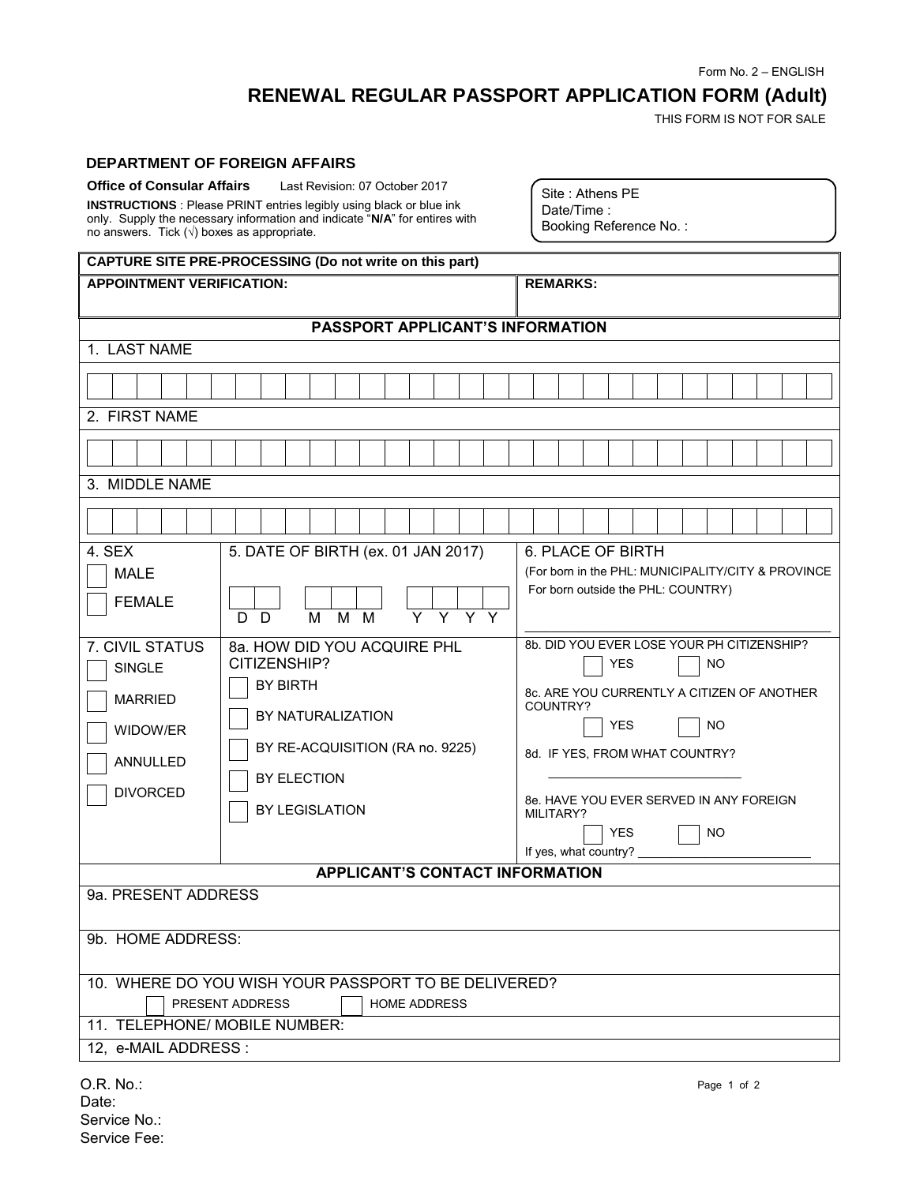Form No. 2 – ENGLISH

# RENEWAL REGULAR PASSPORT APPLICATION FORM (Adult)

THIS FORM IS NOT FOR SALE

**DEPARTMENT OF FOREIGN AFFAIRS**

**Office of Consular Affairs** Last Revision: 07 October 2017

**INSTRUCTIONS** : Please PRINT entries legibly using black or blue ink only. Supply the necessary information and indicate "**N/A**" for entires with no answers. Tick (√) boxes as appropriate.

Site : Athens PE
Date/Time :
Booking Reference No. :

| **CAPTURE SITE PRE-PROCESSING (Do not write on this part)** | |
|---|---|
| **APPOINTMENT VERIFICATION:** | **REMARKS:** |

## PASSPORT APPLICANT'S INFORMATION

1. LAST NAME

2. FIRST NAME

3. MIDDLE NAME

| 4. SEX | 5. DATE OF BIRTH (ex. 01 JAN 2017) | 6. PLACE OF BIRTH |
|---|---|---|
| ☐ MALE<br>☐ FEMALE | D D &nbsp; M M M &nbsp; Y Y Y Y | (For born in the PHL: MUNICIPALITY/CITY & PROVINCE<br>For born outside the PHL: COUNTRY)<br>\_\_\_\_\_\_\_\_\_\_\_\_\_\_\_\_\_\_\_\_ |
| **7. CIVIL STATUS** | **8a. HOW DID YOU ACQUIRE PHL CITIZENSHIP?** | |
| ☐ SINGLE<br>☐ MARRIED<br>☐ WIDOW/ER<br>☐ ANNULLED<br>☐ DIVORCED | ☐ BY BIRTH<br>☐ BY NATURALIZATION<br>☐ BY RE-ACQUISITION (RA no. 9225)<br>☐ BY ELECTION<br>☐ BY LEGISLATION | 8b. DID YOU EVER LOSE YOUR PH CITIZENSHIP?<br>☐ YES ☐ NO<br>8c. ARE YOU CURRENTLY A CITIZEN OF ANOTHER COUNTRY?<br>☐ YES ☐ NO<br>8d. IF YES, FROM WHAT COUNTRY?<br>\_\_\_\_\_\_\_\_\_\_\_\_\_\_\_\_\_\_\_\_<br>8e. HAVE YOU EVER SERVED IN ANY FOREIGN MILITARY?<br>☐ YES ☐ NO<br>If yes, what country? \_\_\_\_\_\_\_\_\_\_\_\_\_\_\_\_\_\_\_\_ |

## APPLICANT'S CONTACT INFORMATION

9a. PRESENT ADDRESS

9b. HOME ADDRESS:

10. WHERE DO YOU WISH YOUR PASSPORT TO BE DELIVERED?
☐ PRESENT ADDRESS ☐ HOME ADDRESS

11. TELEPHONE/ MOBILE NUMBER:

12, e-MAIL ADDRESS :

O.R. No.:
Date:
Service No.:
Service Fee: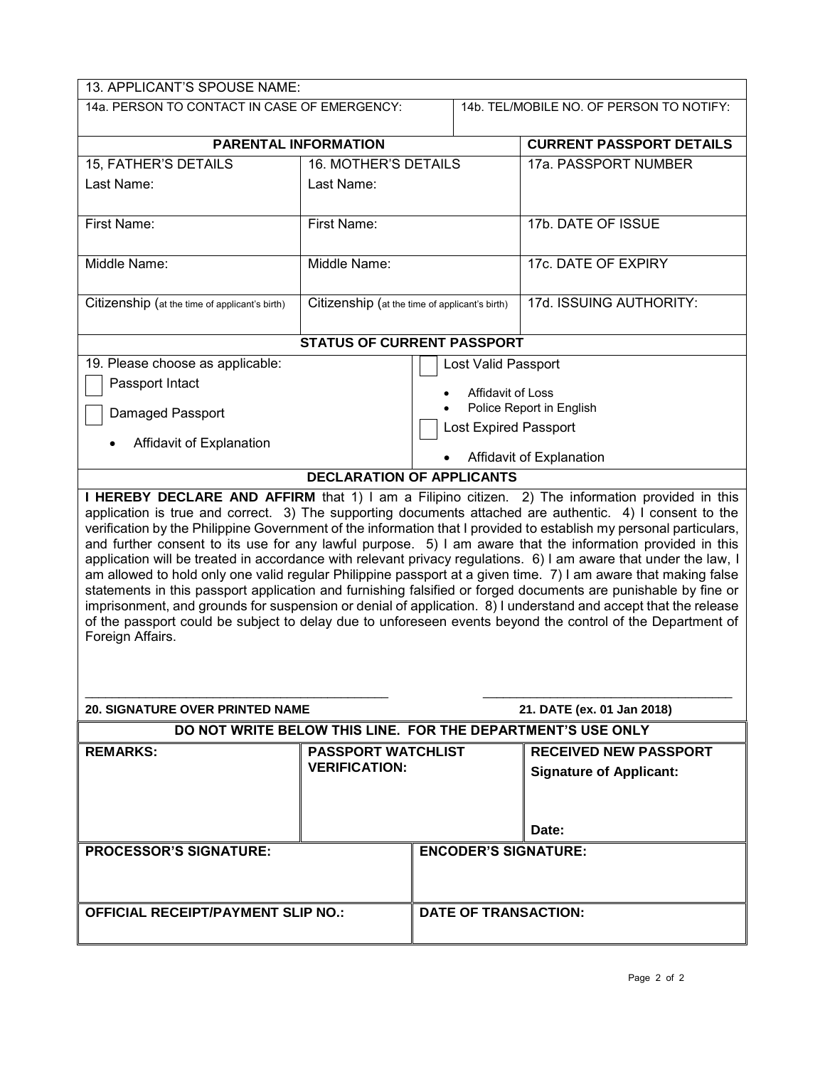| | | |
|---|---|---|
| 13. APPLICANT'S SPOUSE NAME: | | |
| 14a. PERSON TO CONTACT IN CASE OF EMERGENCY: | | 14b. TEL/MOBILE NO. OF PERSON TO NOTIFY: |

| **PARENTAL INFORMATION** | | **CURRENT PASSPORT DETAILS** |
|---|---|---|
| 15, FATHER'S DETAILS<br>Last Name: | 16. MOTHER'S DETAILS<br>Last Name: | 17a. PASSPORT NUMBER |
| First Name: | First Name: | 17b. DATE OF ISSUE |
| Middle Name: | Middle Name: | 17c. DATE OF EXPIRY |
| Citizenship (at the time of applicant's birth) | Citizenship (at the time of applicant's birth) | 17d. ISSUING AUTHORITY: |

**STATUS OF CURRENT PASSPORT**

19. Please choose as applicable:

- ☐ Passport Intact
- ☐ Damaged Passport
  - Affidavit of Explanation
- ☐ Lost Valid Passport
  - Affidavit of Loss
  - Police Report in English
- ☐ Lost Expired Passport
  - Affidavit of Explanation

**DECLARATION OF APPLICANTS**

**I HEREBY DECLARE AND AFFIRM** that 1) I am a Filipino citizen. 2) The information provided in this application is true and correct. 3) The supporting documents attached are authentic. 4) I consent to the verification by the Philippine Government of the information that I provided to establish my personal particulars, and further consent to its use for any lawful purpose. 5) I am aware that the information provided in this application will be treated in accordance with relevant privacy regulations. 6) I am aware that under the law, I am allowed to hold only one valid regular Philippine passport at a given time. 7) I am aware that making false statements in this passport application and furnishing falsified or forged documents are punishable by fine or imprisonment, and grounds for suspension or denial of application. 8) I understand and accept that the release of the passport could be subject to delay due to unforeseen events beyond the control of the Department of Foreign Affairs.

\_\_\_\_\_\_\_\_\_\_\_\_\_\_\_\_\_\_\_\_\_\_\_\_\_\_\_\_\_\_\_\_\_\_\_\_\_\_\_\_ \_\_\_\_\_\_\_\_\_\_\_\_\_\_\_\_\_\_\_\_\_\_\_\_\_\_\_\_\_\_\_\_\_\_

**20. SIGNATURE OVER PRINTED NAME** **21. DATE (ex. 01 Jan 2018)**

**DO NOT WRITE BELOW THIS LINE. FOR THE DEPARTMENT'S USE ONLY**

| **REMARKS:** | **PASSPORT WATCHLIST VERIFICATION:** | **RECEIVED NEW PASSPORT**<br>**Signature of Applicant:**<br><br>**Date:** |
|---|---|---|

| | |
|---|---|
| **PROCESSOR'S SIGNATURE:** | **ENCODER'S SIGNATURE:** |
| **OFFICIAL RECEIPT/PAYMENT SLIP NO.:** | **DATE OF TRANSACTION:** |